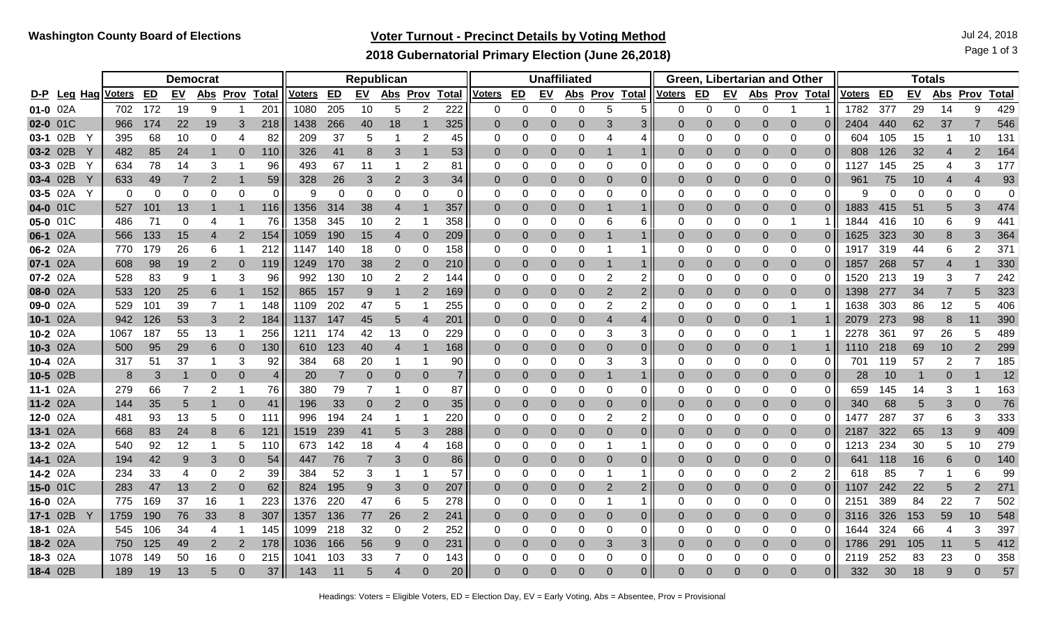**Washington County Board of Elections**

# Voter Turnout - Precinct Details by Voting Method

## 2018 Gubernatorial Primary Election (June 26,2018)

Jul 24, 2018

| | | | Democrat | | | | | | Republican | | | | | | Unaffiliated | | | | | | Green, Libertarian and Other | | | | | | Totals | | | | | |
|---|---|---|---|---|---|---|---|---|---|---|---|---|---|---|---|---|---|---|---|---|---|---|---|---|---|---|---|---|---|---|---|---|
| D-P | Leg | Hag | Voters | ED | EV | Abs | Prov | Total | Voters | ED | EV | Abs | Prov | Total | Voters | ED | EV | Abs | Prov | Total | Voters | ED | EV | Abs | Prov | Total | Voters | ED | EV | Abs | Prov | Total |
| 01-0 | 02A | | 702 | 172 | 19 | 9 | 1 | 201 | 1080 | 205 | 10 | 5 | 2 | 222 | 0 | 0 | 0 | 0 | 5 | 5 | 0 | 0 | 0 | 0 | 1 | 1 | 1782 | 377 | 29 | 14 | 9 | 429 |
| 02-0 | 01C | | 966 | 174 | 22 | 19 | 3 | 218 | 1438 | 266 | 40 | 18 | 1 | 325 | 0 | 0 | 0 | 0 | 3 | 3 | 0 | 0 | 0 | 0 | 0 | 0 | 2404 | 440 | 62 | 37 | 7 | 546 |
| 03-1 | 02B | Y | 395 | 68 | 10 | 0 | 4 | 82 | 209 | 37 | 5 | 1 | 2 | 45 | 0 | 0 | 0 | 0 | 4 | 4 | 0 | 0 | 0 | 0 | 0 | 0 | 604 | 105 | 15 | 1 | 10 | 131 |
| 03-2 | 02B | Y | 482 | 85 | 24 | 1 | 0 | 110 | 326 | 41 | 8 | 3 | 1 | 53 | 0 | 0 | 0 | 0 | 1 | 1 | 0 | 0 | 0 | 0 | 0 | 0 | 808 | 126 | 32 | 4 | 2 | 164 |
| 03-3 | 02B | Y | 634 | 78 | 14 | 3 | 1 | 96 | 493 | 67 | 11 | 1 | 2 | 81 | 0 | 0 | 0 | 0 | 0 | 0 | 0 | 0 | 0 | 0 | 0 | 0 | 1127 | 145 | 25 | 4 | 3 | 177 |
| 03-4 | 02B | Y | 633 | 49 | 7 | 2 | 1 | 59 | 328 | 26 | 3 | 2 | 3 | 34 | 0 | 0 | 0 | 0 | 0 | 0 | 0 | 0 | 0 | 0 | 0 | 0 | 961 | 75 | 10 | 4 | 4 | 93 |
| 03-5 | 02A | Y | 0 | 0 | 0 | 0 | 0 | 0 | 9 | 0 | 0 | 0 | 0 | 0 | 0 | 0 | 0 | 0 | 0 | 0 | 0 | 0 | 0 | 0 | 0 | 0 | 9 | 0 | 0 | 0 | 0 | 0 |
| 04-0 | 01C | | 527 | 101 | 13 | 1 | 1 | 116 | 1356 | 314 | 38 | 4 | 1 | 357 | 0 | 0 | 0 | 0 | 1 | 1 | 0 | 0 | 0 | 0 | 0 | 0 | 1883 | 415 | 51 | 5 | 3 | 474 |
| 05-0 | 01C | | 486 | 71 | 0 | 4 | 1 | 76 | 1358 | 345 | 10 | 2 | 1 | 358 | 0 | 0 | 0 | 0 | 6 | 6 | 0 | 0 | 0 | 0 | 1 | 1 | 1844 | 416 | 10 | 6 | 9 | 441 |
| 06-1 | 02A | | 566 | 133 | 15 | 4 | 2 | 154 | 1059 | 190 | 15 | 4 | 0 | 209 | 0 | 0 | 0 | 0 | 1 | 1 | 0 | 0 | 0 | 0 | 0 | 0 | 1625 | 323 | 30 | 8 | 3 | 364 |
| 06-2 | 02A | | 770 | 179 | 26 | 6 | 1 | 212 | 1147 | 140 | 18 | 0 | 0 | 158 | 0 | 0 | 0 | 0 | 1 | 1 | 0 | 0 | 0 | 0 | 0 | 0 | 1917 | 319 | 44 | 6 | 2 | 371 |
| 07-1 | 02A | | 608 | 98 | 19 | 2 | 0 | 119 | 1249 | 170 | 38 | 2 | 0 | 210 | 0 | 0 | 0 | 0 | 1 | 1 | 0 | 0 | 0 | 0 | 0 | 0 | 1857 | 268 | 57 | 4 | 1 | 330 |
| 07-2 | 02A | | 528 | 83 | 9 | 1 | 3 | 96 | 992 | 130 | 10 | 2 | 2 | 144 | 0 | 0 | 0 | 0 | 2 | 2 | 0 | 0 | 0 | 0 | 0 | 0 | 1520 | 213 | 19 | 3 | 7 | 242 |
| 08-0 | 02A | | 533 | 120 | 25 | 6 | 1 | 152 | 865 | 157 | 9 | 1 | 2 | 169 | 0 | 0 | 0 | 0 | 2 | 2 | 0 | 0 | 0 | 0 | 0 | 0 | 1398 | 277 | 34 | 7 | 5 | 323 |
| 09-0 | 02A | | 529 | 101 | 39 | 7 | 1 | 148 | 1109 | 202 | 47 | 5 | 1 | 255 | 0 | 0 | 0 | 0 | 2 | 2 | 0 | 0 | 0 | 0 | 1 | 1 | 1638 | 303 | 86 | 12 | 5 | 406 |
| 10-1 | 02A | | 942 | 126 | 53 | 3 | 2 | 184 | 1137 | 147 | 45 | 5 | 4 | 201 | 0 | 0 | 0 | 0 | 4 | 4 | 0 | 0 | 0 | 0 | 1 | 1 | 2079 | 273 | 98 | 8 | 11 | 390 |
| 10-2 | 02A | | 1067 | 187 | 55 | 13 | 1 | 256 | 1211 | 174 | 42 | 13 | 0 | 229 | 0 | 0 | 0 | 0 | 3 | 3 | 0 | 0 | 0 | 0 | 1 | 1 | 2278 | 361 | 97 | 26 | 5 | 489 |
| 10-3 | 02A | | 500 | 95 | 29 | 6 | 0 | 130 | 610 | 123 | 40 | 4 | 1 | 168 | 0 | 0 | 0 | 0 | 0 | 0 | 0 | 0 | 0 | 0 | 1 | 1 | 1110 | 218 | 69 | 10 | 2 | 299 |
| 10-4 | 02A | | 317 | 51 | 37 | 1 | 3 | 92 | 384 | 68 | 20 | 1 | 1 | 90 | 0 | 0 | 0 | 0 | 3 | 3 | 0 | 0 | 0 | 0 | 0 | 0 | 701 | 119 | 57 | 2 | 7 | 185 |
| 10-5 | 02B | | 8 | 3 | 1 | 0 | 0 | 4 | 20 | 7 | 0 | 0 | 0 | 7 | 0 | 0 | 0 | 0 | 1 | 1 | 0 | 0 | 0 | 0 | 0 | 0 | 28 | 10 | 1 | 0 | 1 | 12 |
| 11-1 | 02A | | 279 | 66 | 7 | 2 | 1 | 76 | 380 | 79 | 7 | 1 | 0 | 87 | 0 | 0 | 0 | 0 | 0 | 0 | 0 | 0 | 0 | 0 | 0 | 0 | 659 | 145 | 14 | 3 | 1 | 163 |
| 11-2 | 02A | | 144 | 35 | 5 | 1 | 0 | 41 | 196 | 33 | 0 | 2 | 0 | 35 | 0 | 0 | 0 | 0 | 0 | 0 | 0 | 0 | 0 | 0 | 0 | 0 | 340 | 68 | 5 | 3 | 0 | 76 |
| 12-0 | 02A | | 481 | 93 | 13 | 5 | 0 | 111 | 996 | 194 | 24 | 1 | 1 | 220 | 0 | 0 | 0 | 0 | 2 | 2 | 0 | 0 | 0 | 0 | 0 | 0 | 1477 | 287 | 37 | 6 | 3 | 333 |
| 13-1 | 02A | | 668 | 83 | 24 | 8 | 6 | 121 | 1519 | 239 | 41 | 5 | 3 | 288 | 0 | 0 | 0 | 0 | 0 | 0 | 0 | 0 | 0 | 0 | 0 | 0 | 2187 | 322 | 65 | 13 | 9 | 409 |
| 13-2 | 02A | | 540 | 92 | 12 | 1 | 5 | 110 | 673 | 142 | 18 | 4 | 4 | 168 | 0 | 0 | 0 | 0 | 1 | 1 | 0 | 0 | 0 | 0 | 0 | 0 | 1213 | 234 | 30 | 5 | 10 | 279 |
| 14-1 | 02A | | 194 | 42 | 9 | 3 | 0 | 54 | 447 | 76 | 7 | 3 | 0 | 86 | 0 | 0 | 0 | 0 | 0 | 0 | 0 | 0 | 0 | 0 | 0 | 0 | 641 | 118 | 16 | 6 | 0 | 140 |
| 14-2 | 02A | | 234 | 33 | 4 | 0 | 2 | 39 | 384 | 52 | 3 | 1 | 1 | 57 | 0 | 0 | 0 | 0 | 1 | 1 | 0 | 0 | 0 | 0 | 2 | 2 | 618 | 85 | 7 | 1 | 6 | 99 |
| 15-0 | 01C | | 283 | 47 | 13 | 2 | 0 | 62 | 824 | 195 | 9 | 3 | 0 | 207 | 0 | 0 | 0 | 0 | 2 | 2 | 0 | 0 | 0 | 0 | 0 | 0 | 1107 | 242 | 22 | 5 | 2 | 271 |
| 16-0 | 02A | | 775 | 169 | 37 | 16 | 1 | 223 | 1376 | 220 | 47 | 6 | 5 | 278 | 0 | 0 | 0 | 0 | 1 | 1 | 0 | 0 | 0 | 0 | 0 | 0 | 2151 | 389 | 84 | 22 | 7 | 502 |
| 17-1 | 02B | Y | 1759 | 190 | 76 | 33 | 8 | 307 | 1357 | 136 | 77 | 26 | 2 | 241 | 0 | 0 | 0 | 0 | 0 | 0 | 0 | 0 | 0 | 0 | 0 | 0 | 3116 | 326 | 153 | 59 | 10 | 548 |
| 18-1 | 02A | | 545 | 106 | 34 | 4 | 1 | 145 | 1099 | 218 | 32 | 0 | 2 | 252 | 0 | 0 | 0 | 0 | 0 | 0 | 0 | 0 | 0 | 0 | 0 | 0 | 1644 | 324 | 66 | 4 | 3 | 397 |
| 18-2 | 02A | | 750 | 125 | 49 | 2 | 2 | 178 | 1036 | 166 | 56 | 9 | 0 | 231 | 0 | 0 | 0 | 0 | 3 | 3 | 0 | 0 | 0 | 0 | 0 | 0 | 1786 | 291 | 105 | 11 | 5 | 412 |
| 18-3 | 02A | | 1078 | 149 | 50 | 16 | 0 | 215 | 1041 | 103 | 33 | 7 | 0 | 143 | 0 | 0 | 0 | 0 | 0 | 0 | 0 | 0 | 0 | 0 | 0 | 0 | 2119 | 252 | 83 | 23 | 0 | 358 |
| 18-4 | 02B | | 189 | 19 | 13 | 5 | 0 | 37 | 143 | 11 | 5 | 4 | 0 | 20 | 0 | 0 | 0 | 0 | 0 | 0 | 0 | 0 | 0 | 0 | 0 | 0 | 332 | 30 | 18 | 9 | 0 | 57 |

Headings: Voters = Eligible Voters, ED = Election Day, EV = Early Voting, Abs = Absentee, Prov = Provisional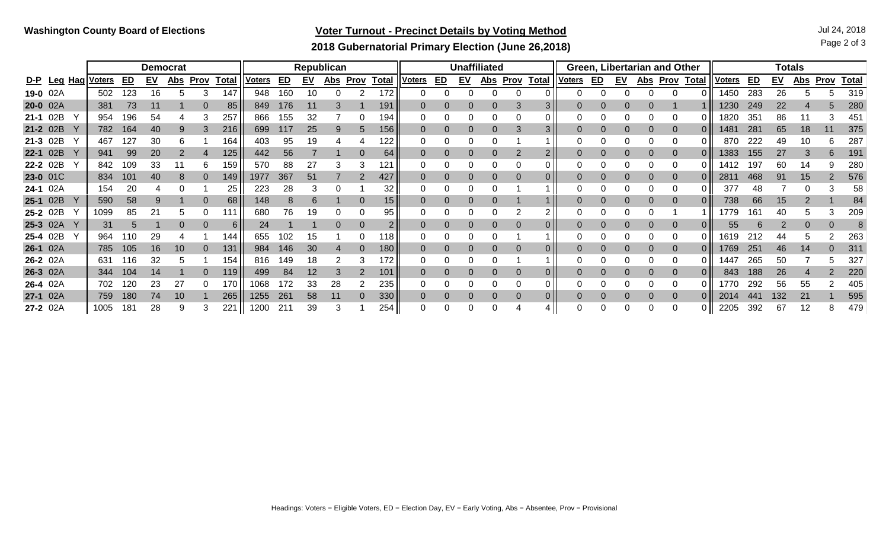**Washington County Board of Elections**

## Voter Turnout - Precinct Details by Voting Method

### 2018 Gubernatorial Primary Election (June 26,2018)

Jul 24, 2018

| | | | Democrat | | | | | | Republican | | | | | | Unaffiliated | | | | | | Green, Libertarian and Other | | | | | | Totals | | | | | |
|---|---|---|---|---|---|---|---|---|---|---|---|---|---|---|---|---|---|---|---|---|---|---|---|---|---|---|---|---|---|---|---|---|
| D-P | Leg | Hag | Voters | ED | EV | Abs | Prov | Total | Voters | ED | EV | Abs | Prov | Total | Voters | ED | EV | Abs | Prov | Total | Voters | ED | EV | Abs | Prov | Total | Voters | ED | EV | Abs | Prov | Total |
| 19-0 | 02A | | 502 | 123 | 16 | 5 | 3 | 147 | 948 | 160 | 10 | 0 | 2 | 172 | 0 | 0 | 0 | 0 | 0 | 0 | 0 | 0 | 0 | 0 | 0 | 0 | 1450 | 283 | 26 | 5 | 5 | 319 |
| 20-0 | 02A | | 381 | 73 | 11 | 1 | 0 | 85 | 849 | 176 | 11 | 3 | 1 | 191 | 0 | 0 | 0 | 0 | 3 | 3 | 0 | 0 | 0 | 0 | 1 | 1 | 1230 | 249 | 22 | 4 | 5 | 280 |
| 21-1 | 02B | Y | 954 | 196 | 54 | 4 | 3 | 257 | 866 | 155 | 32 | 7 | 0 | 194 | 0 | 0 | 0 | 0 | 0 | 0 | 0 | 0 | 0 | 0 | 0 | 0 | 1820 | 351 | 86 | 11 | 3 | 451 |
| 21-2 | 02B | Y | 782 | 164 | 40 | 9 | 3 | 216 | 699 | 117 | 25 | 9 | 5 | 156 | 0 | 0 | 0 | 0 | 3 | 3 | 0 | 0 | 0 | 0 | 0 | 0 | 1481 | 281 | 65 | 18 | 11 | 375 |
| 21-3 | 02B | Y | 467 | 127 | 30 | 6 | 1 | 164 | 403 | 95 | 19 | 4 | 4 | 122 | 0 | 0 | 0 | 0 | 1 | 1 | 0 | 0 | 0 | 0 | 0 | 0 | 870 | 222 | 49 | 10 | 6 | 287 |
| 22-1 | 02B | Y | 941 | 99 | 20 | 2 | 4 | 125 | 442 | 56 | 7 | 1 | 0 | 64 | 0 | 0 | 0 | 0 | 2 | 2 | 0 | 0 | 0 | 0 | 0 | 0 | 1383 | 155 | 27 | 3 | 6 | 191 |
| 22-2 | 02B | Y | 842 | 109 | 33 | 11 | 6 | 159 | 570 | 88 | 27 | 3 | 3 | 121 | 0 | 0 | 0 | 0 | 0 | 0 | 0 | 0 | 0 | 0 | 0 | 0 | 1412 | 197 | 60 | 14 | 9 | 280 |
| 23-0 | 01C | | 834 | 101 | 40 | 8 | 0 | 149 | 1977 | 367 | 51 | 7 | 2 | 427 | 0 | 0 | 0 | 0 | 0 | 0 | 0 | 0 | 0 | 0 | 0 | 0 | 2811 | 468 | 91 | 15 | 2 | 576 |
| 24-1 | 02A | | 154 | 20 | 4 | 0 | 1 | 25 | 223 | 28 | 3 | 0 | 1 | 32 | 0 | 0 | 0 | 0 | 1 | 1 | 0 | 0 | 0 | 0 | 0 | 0 | 377 | 48 | 7 | 0 | 3 | 58 |
| 25-1 | 02B | Y | 590 | 58 | 9 | 1 | 0 | 68 | 148 | 8 | 6 | 1 | 0 | 15 | 0 | 0 | 0 | 0 | 1 | 1 | 0 | 0 | 0 | 0 | 0 | 0 | 738 | 66 | 15 | 2 | 1 | 84 |
| 25-2 | 02B | Y | 1099 | 85 | 21 | 5 | 0 | 111 | 680 | 76 | 19 | 0 | 0 | 95 | 0 | 0 | 0 | 0 | 2 | 2 | 0 | 0 | 0 | 0 | 1 | 1 | 1779 | 161 | 40 | 5 | 3 | 209 |
| 25-3 | 02A | Y | 31 | 5 | 1 | 0 | 0 | 6 | 24 | 1 | 1 | 0 | 0 | 2 | 0 | 0 | 0 | 0 | 0 | 0 | 0 | 0 | 0 | 0 | 0 | 0 | 55 | 6 | 2 | 0 | 0 | 8 |
| 25-4 | 02B | Y | 964 | 110 | 29 | 4 | 1 | 144 | 655 | 102 | 15 | 1 | 0 | 118 | 0 | 0 | 0 | 0 | 1 | 1 | 0 | 0 | 0 | 0 | 0 | 0 | 1619 | 212 | 44 | 5 | 2 | 263 |
| 26-1 | 02A | | 785 | 105 | 16 | 10 | 0 | 131 | 984 | 146 | 30 | 4 | 0 | 180 | 0 | 0 | 0 | 0 | 0 | 0 | 0 | 0 | 0 | 0 | 0 | 0 | 1769 | 251 | 46 | 14 | 0 | 311 |
| 26-2 | 02A | | 631 | 116 | 32 | 5 | 1 | 154 | 816 | 149 | 18 | 2 | 3 | 172 | 0 | 0 | 0 | 0 | 1 | 1 | 0 | 0 | 0 | 0 | 0 | 0 | 1447 | 265 | 50 | 7 | 5 | 327 |
| 26-3 | 02A | | 344 | 104 | 14 | 1 | 0 | 119 | 499 | 84 | 12 | 3 | 2 | 101 | 0 | 0 | 0 | 0 | 0 | 0 | 0 | 0 | 0 | 0 | 0 | 0 | 843 | 188 | 26 | 4 | 2 | 220 |
| 26-4 | 02A | | 702 | 120 | 23 | 27 | 0 | 170 | 1068 | 172 | 33 | 28 | 2 | 235 | 0 | 0 | 0 | 0 | 0 | 0 | 0 | 0 | 0 | 0 | 0 | 0 | 1770 | 292 | 56 | 55 | 2 | 405 |
| 27-1 | 02A | | 759 | 180 | 74 | 10 | 1 | 265 | 1255 | 261 | 58 | 11 | 0 | 330 | 0 | 0 | 0 | 0 | 0 | 0 | 0 | 0 | 0 | 0 | 0 | 0 | 2014 | 441 | 132 | 21 | 1 | 595 |
| 27-2 | 02A | | 1005 | 181 | 28 | 9 | 3 | 221 | 1200 | 211 | 39 | 3 | 1 | 254 | 0 | 0 | 0 | 0 | 4 | 4 | 0 | 0 | 0 | 0 | 0 | 0 | 2205 | 392 | 67 | 12 | 8 | 479 |

Headings: Voters = Eligible Voters, ED = Election Day, EV = Early Voting, Abs = Absentee, Prov = Provisional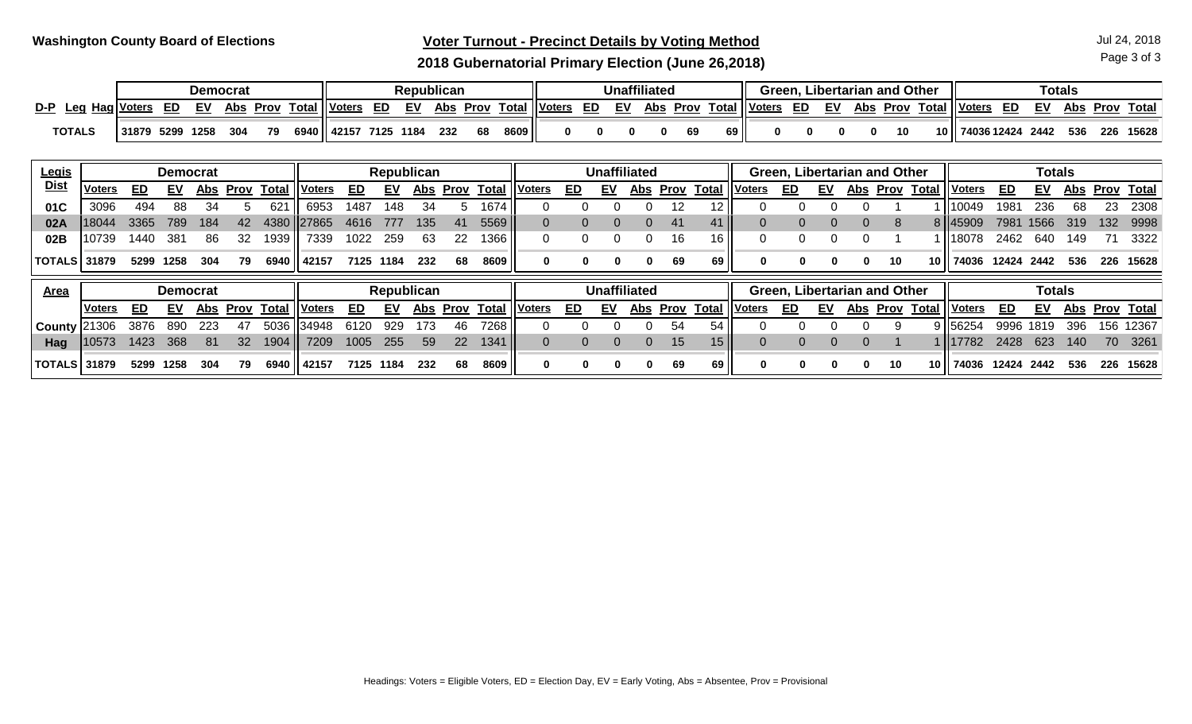**Washington County Board of Elections**

## Voter Turnout - Precinct Details by Voting Method

### 2018 Gubernatorial Primary Election (June 26,2018)

Jul 24, 2018

| | Democrat | | | | | | Republican | | | | | | Unaffiliated | | | | | | Green, Libertarian and Other | | | | | | Totals | | | | | |
|---|---|---|---|---|---|---|---|---|---|---|---|---|---|---|---|---|---|---|---|---|---|---|---|---|---|---|---|---|---|---|
| D-P Leg Hag | Voters | ED | EV | Abs | Prov | Total | Voters | ED | EV | Abs | Prov | Total | Voters | ED | EV | Abs | Prov | Total | Voters | ED | EV | Abs | Prov | Total | Voters | ED | EV | Abs | Prov | Total |
| **TOTALS** | **31879** | **5299** | **1258** | **304** | **79** | **6940** | **42157** | **7125** | **1184** | **232** | **68** | **8609** | **0** | **0** | **0** | **0** | **69** | **69** | **0** | **0** | **0** | **0** | **10** | **10** | **74036** | **12424** | **2442** | **536** | **226** | **15628** |

| Legis Dist | Democrat | | | | | | Republican | | | | | | Unaffiliated | | | | | | Green, Libertarian and Other | | | | | | Totals | | | | | |
|---|---|---|---|---|---|---|---|---|---|---|---|---|---|---|---|---|---|---|---|---|---|---|---|---|---|---|---|---|---|---|
| | Voters | ED | EV | Abs | Prov | Total | Voters | ED | EV | Abs | Prov | Total | Voters | ED | EV | Abs | Prov | Total | Voters | ED | EV | Abs | Prov | Total | Voters | ED | EV | Abs | Prov | Total |
| **01C** | 3096 | 494 | 88 | 34 | 5 | 621 | 6953 | 1487 | 148 | 34 | 5 | 1674 | 0 | 0 | 0 | 0 | 12 | 12 | 0 | 0 | 0 | 0 | 1 | 1 | 10049 | 1981 | 236 | 68 | 23 | 2308 |
| **02A** | 18044 | 3365 | 789 | 184 | 42 | 4380 | 27865 | 4616 | 777 | 135 | 41 | 5569 | 0 | 0 | 0 | 0 | 41 | 41 | 0 | 0 | 0 | 0 | 8 | 8 | 45909 | 7981 | 1566 | 319 | 132 | 9998 |
| **02B** | 10739 | 1440 | 381 | 86 | 32 | 1939 | 7339 | 1022 | 259 | 63 | 22 | 1366 | 0 | 0 | 0 | 0 | 16 | 16 | 0 | 0 | 0 | 0 | 1 | 1 | 18078 | 2462 | 640 | 149 | 71 | 3322 |
| **TOTALS** | **31879** | **5299** | **1258** | **304** | **79** | **6940** | **42157** | **7125** | **1184** | **232** | **68** | **8609** | **0** | **0** | **0** | **0** | **69** | **69** | **0** | **0** | **0** | **0** | **10** | **10** | **74036** | **12424** | **2442** | **536** | **226** | **15628** |

| Area | Democrat | | | | | | Republican | | | | | | Unaffiliated | | | | | | Green, Libertarian and Other | | | | | | Totals | | | | | |
|---|---|---|---|---|---|---|---|---|---|---|---|---|---|---|---|---|---|---|---|---|---|---|---|---|---|---|---|---|---|---|
| | Voters | ED | EV | Abs | Prov | Total | Voters | ED | EV | Abs | Prov | Total | Voters | ED | EV | Abs | Prov | Total | Voters | ED | EV | Abs | Prov | Total | Voters | ED | EV | Abs | Prov | Total |
| **County** | 21306 | 3876 | 890 | 223 | 47 | 5036 | 34948 | 6120 | 929 | 173 | 46 | 7268 | 0 | 0 | 0 | 0 | 54 | 54 | 0 | 0 | 0 | 0 | 9 | 9 | 56254 | 9996 | 1819 | 396 | 156 | 12367 |
| **Hag** | 10573 | 1423 | 368 | 81 | 32 | 1904 | 7209 | 1005 | 255 | 59 | 22 | 1341 | 0 | 0 | 0 | 0 | 15 | 15 | 0 | 0 | 0 | 0 | 1 | 1 | 17782 | 2428 | 623 | 140 | 70 | 3261 |
| **TOTALS** | **31879** | **5299** | **1258** | **304** | **79** | **6940** | **42157** | **7125** | **1184** | **232** | **68** | **8609** | **0** | **0** | **0** | **0** | **69** | **69** | **0** | **0** | **0** | **0** | **10** | **10** | **74036** | **12424** | **2442** | **536** | **226** | **15628** |

Headings: Voters = Eligible Voters, ED = Election Day, EV = Early Voting, Abs = Absentee, Prov = Provisional